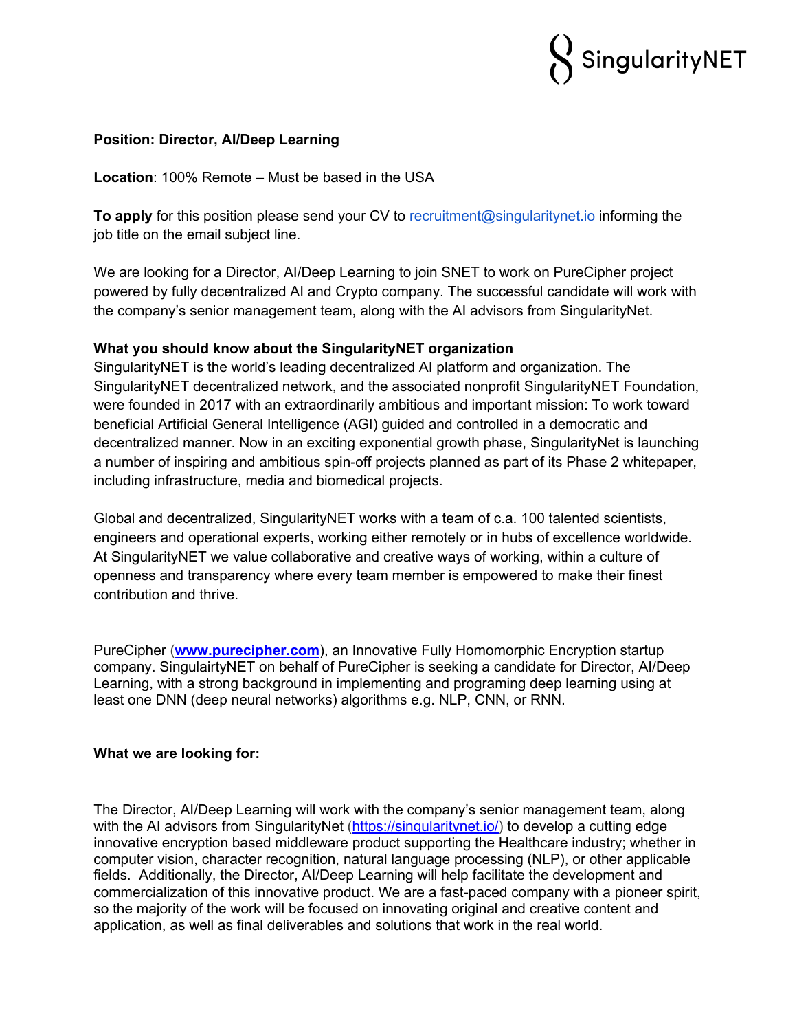**Position: Director, AI/Deep Learning**

**Location**: 100% Remote – Must be based in the USA

**To apply** for this position please send your CV to recruitment@singularitynet.io informing the job title on the email subject line.

We are looking for a Director, AI/Deep Learning to join SNET to work on PureCipher project powered by fully decentralized AI and Crypto company. The successful candidate will work with the company's senior management team, along with the AI advisors from SingularityNet.

**What you should know about the SingularityNET organization**

SingularityNET is the world's leading decentralized AI platform and organization. The SingularityNET decentralized network, and the associated nonprofit SingularityNET Foundation, were founded in 2017 with an extraordinarily ambitious and important mission: To work toward beneficial Artificial General Intelligence (AGI) guided and controlled in a democratic and decentralized manner. Now in an exciting exponential growth phase, SingularityNet is launching a number of inspiring and ambitious spin-off projects planned as part of its Phase 2 whitepaper, including infrastructure, media and biomedical projects.

Global and decentralized, SingularityNET works with a team of c.a. 100 talented scientists, engineers and operational experts, working either remotely or in hubs of excellence worldwide. At SingularityNET we value collaborative and creative ways of working, within a culture of openness and transparency where every team member is empowered to make their finest contribution and thrive.

PureCipher (**www.purecipher.com**), an Innovative Fully Homomorphic Encryption startup company. SingulairtyNET on behalf of PureCipher is seeking a candidate for Director, AI/Deep Learning, with a strong background in implementing and programing deep learning using at least one DNN (deep neural networks) algorithms e.g. NLP, CNN, or RNN.

**What we are looking for:**

The Director, AI/Deep Learning will work with the company's senior management team, along with the AI advisors from SingularityNet (https://singularitynet.io/) to develop a cutting edge innovative encryption based middleware product supporting the Healthcare industry; whether in computer vision, character recognition, natural language processing (NLP), or other applicable fields. Additionally, the Director, AI/Deep Learning will help facilitate the development and commercialization of this innovative product. We are a fast-paced company with a pioneer spirit, so the majority of the work will be focused on innovating original and creative content and application, as well as final deliverables and solutions that work in the real world.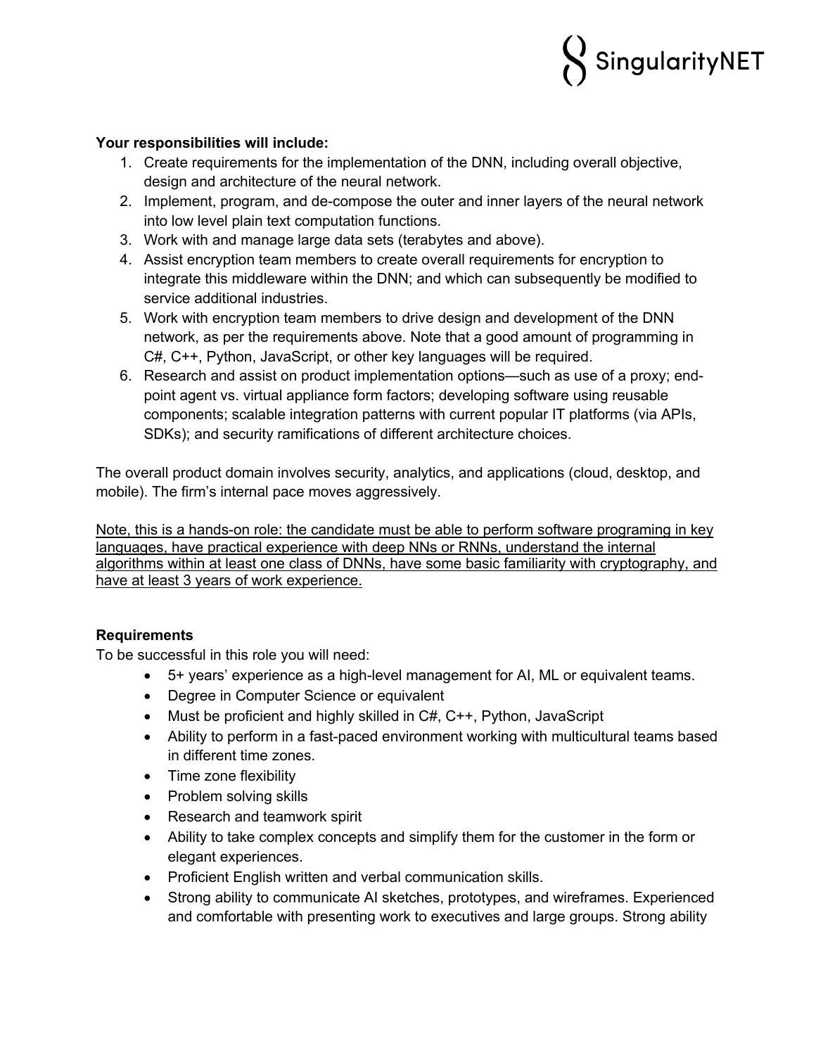**Your responsibilities will include:**

1. Create requirements for the implementation of the DNN, including overall objective, design and architecture of the neural network.
2. Implement, program, and de-compose the outer and inner layers of the neural network into low level plain text computation functions.
3. Work with and manage large data sets (terabytes and above).
4. Assist encryption team members to create overall requirements for encryption to integrate this middleware within the DNN; and which can subsequently be modified to service additional industries.
5. Work with encryption team members to drive design and development of the DNN network, as per the requirements above. Note that a good amount of programming in C#, C++, Python, JavaScript, or other key languages will be required.
6. Research and assist on product implementation options—such as use of a proxy; end-point agent vs. virtual appliance form factors; developing software using reusable components; scalable integration patterns with current popular IT platforms (via APIs, SDKs); and security ramifications of different architecture choices.

The overall product domain involves security, analytics, and applications (cloud, desktop, and mobile). The firm's internal pace moves aggressively.

<u>Note, this is a hands-on role: the candidate must be able to perform software programing in key languages, have practical experience with deep NNs or RNNs, understand the internal algorithms within at least one class of DNNs, have some basic familiarity with cryptography, and have at least 3 years of work experience.</u>

**Requirements**

To be successful in this role you will need:

- 5+ years' experience as a high-level management for AI, ML or equivalent teams.
- Degree in Computer Science or equivalent
- Must be proficient and highly skilled in C#, C++, Python, JavaScript
- Ability to perform in a fast-paced environment working with multicultural teams based in different time zones.
- Time zone flexibility
- Problem solving skills
- Research and teamwork spirit
- Ability to take complex concepts and simplify them for the customer in the form or elegant experiences.
- Proficient English written and verbal communication skills.
- Strong ability to communicate AI sketches, prototypes, and wireframes. Experienced and comfortable with presenting work to executives and large groups. Strong ability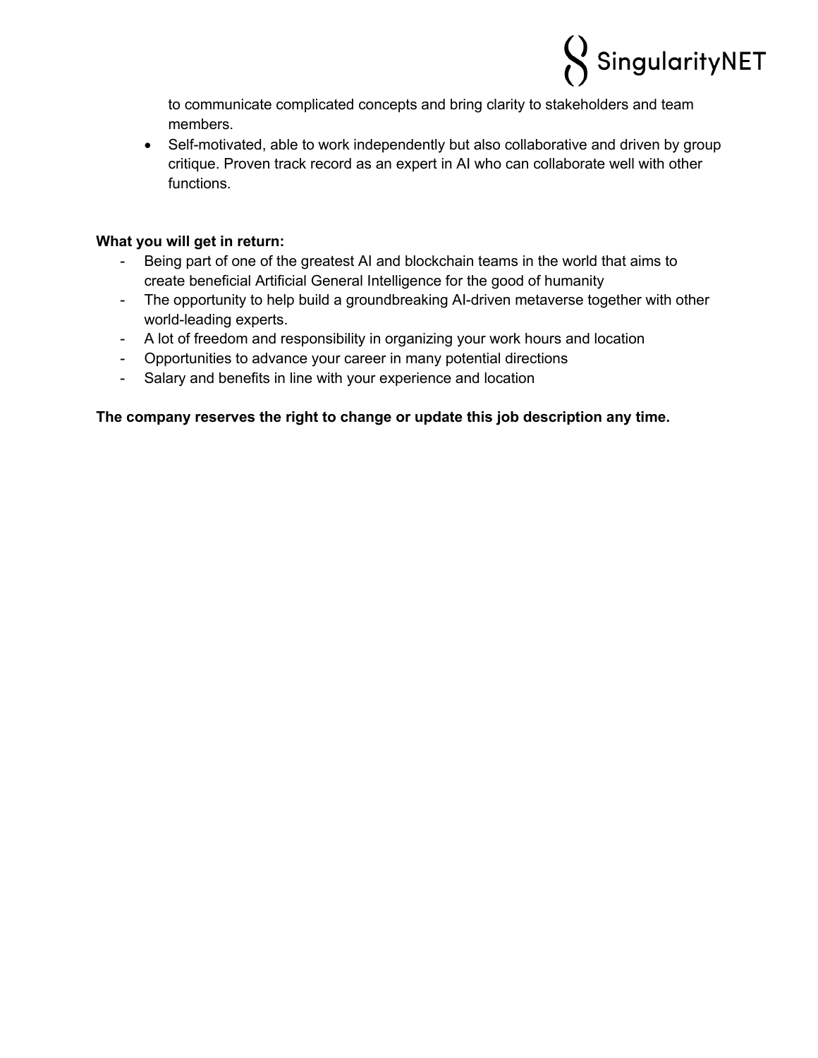to communicate complicated concepts and bring clarity to stakeholders and team members.

- Self-motivated, able to work independently but also collaborative and driven by group critique. Proven track record as an expert in AI who can collaborate well with other functions.

**What you will get in return:**

- Being part of one of the greatest AI and blockchain teams in the world that aims to create beneficial Artificial General Intelligence for the good of humanity
- The opportunity to help build a groundbreaking AI-driven metaverse together with other world-leading experts.
- A lot of freedom and responsibility in organizing your work hours and location
- Opportunities to advance your career in many potential directions
- Salary and benefits in line with your experience and location

**The company reserves the right to change or update this job description any time.**